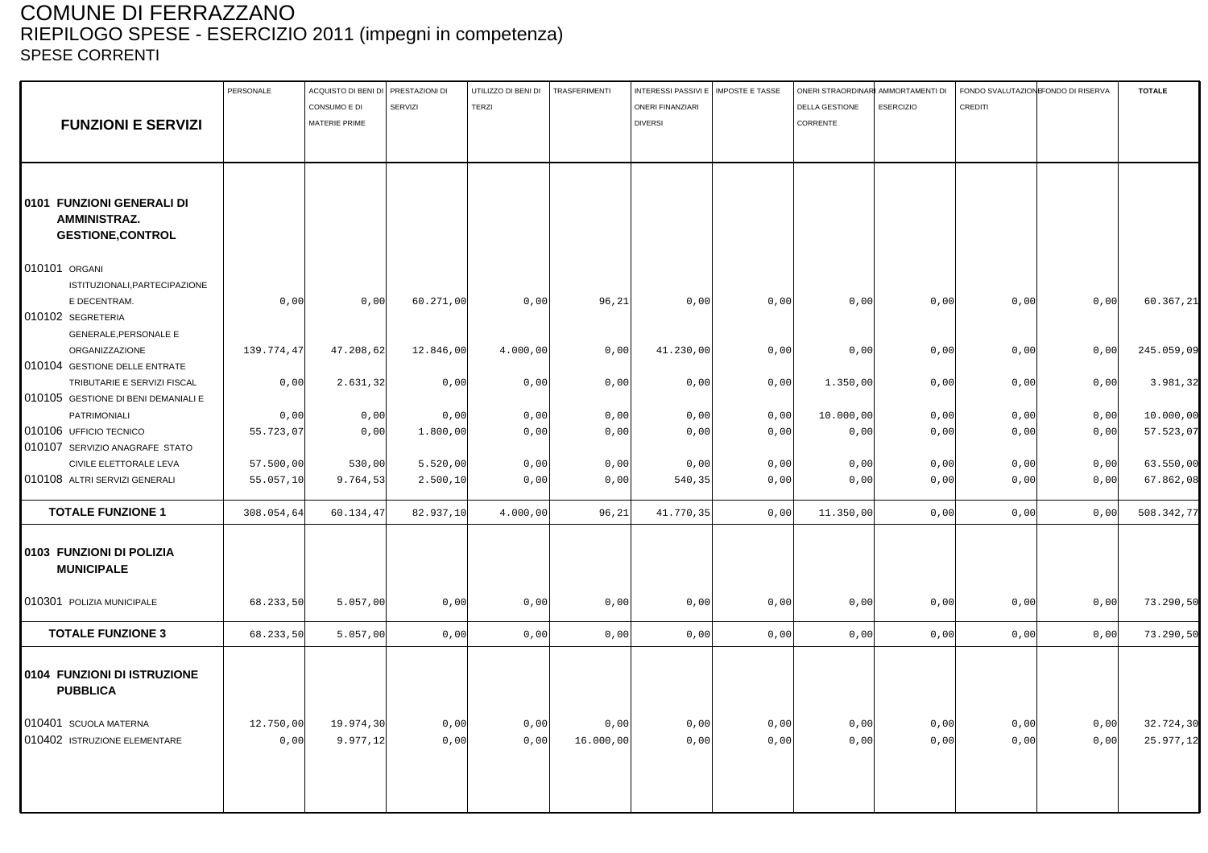# COMUNE DI FERRAZZANO

## RIEPILOGO SPESE - ESERCIZIO 2011 (impegni in competenza)

### SPESE CORRENTI

| FUNZIONI E SERVIZI | PERSONALE | ACQUISTO DI BENI DI CONSUMO E DI MATERIE PRIME | PRESTAZIONI DI SERVIZI | UTILIZZO DI BENI DI TERZI | TRASFERIMENTI | INTERESSI PASSIVI E ONERI FINANZIARI DIVERSI | IMPOSTE E TASSE | ONERI STRAORDINARI DELLA GESTIONE CORRENTE | AMMORTAMENTI DI ESERCIZIO | FONDO SVALUTAZIONE CREDITI | FONDO DI RISERVA | TOTALE |
|---|---|---|---|---|---|---|---|---|---|---|---|---|
| **0101 FUNZIONI GENERALI DI AMMINISTRAZ. GESTIONE,CONTROL** | | | | | | | | | | | | |
| 010101 ORGANI ISTITUZIONALI,PARTECIPAZIONE E DECENTRAM. | 0,00 | 0,00 | 60.271,00 | 0,00 | 96,21 | 0,00 | 0,00 | 0,00 | 0,00 | 0,00 | 0,00 | 60.367,21 |
| 010102 SEGRETERIA GENERALE,PERSONALE E ORGANIZZAZIONE | 139.774,47 | 47.208,62 | 12.846,00 | 4.000,00 | 0,00 | 41.230,00 | 0,00 | 0,00 | 0,00 | 0,00 | 0,00 | 245.059,09 |
| 010104 GESTIONE DELLE ENTRATE TRIBUTARIE E SERVIZI FISCAL | 0,00 | 2.631,32 | 0,00 | 0,00 | 0,00 | 0,00 | 0,00 | 1.350,00 | 0,00 | 0,00 | 0,00 | 3.981,32 |
| 010105 GESTIONE DI BENI DEMANIALI E PATRIMONIALI | 0,00 | 0,00 | 0,00 | 0,00 | 0,00 | 0,00 | 0,00 | 10.000,00 | 0,00 | 0,00 | 0,00 | 10.000,00 |
| 010106 UFFICIO TECNICO | 55.723,07 | 0,00 | 1.800,00 | 0,00 | 0,00 | 0,00 | 0,00 | 0,00 | 0,00 | 0,00 | 0,00 | 57.523,07 |
| 010107 SERVIZIO ANAGRAFE STATO CIVILE ELETTORALE LEVA | 57.500,00 | 530,00 | 5.520,00 | 0,00 | 0,00 | 0,00 | 0,00 | 0,00 | 0,00 | 0,00 | 0,00 | 63.550,00 |
| 010108 ALTRI SERVIZI GENERALI | 55.057,10 | 9.764,53 | 2.500,10 | 0,00 | 0,00 | 540,35 | 0,00 | 0,00 | 0,00 | 0,00 | 0,00 | 67.862,08 |
| **TOTALE FUNZIONE 1** | 308.054,64 | 60.134,47 | 82.937,10 | 4.000,00 | 96,21 | 41.770,35 | 0,00 | 11.350,00 | 0,00 | 0,00 | 0,00 | 508.342,77 |
| **0103 FUNZIONI DI POLIZIA MUNICIPALE** | | | | | | | | | | | | |
| 010301 POLIZIA MUNICIPALE | 68.233,50 | 5.057,00 | 0,00 | 0,00 | 0,00 | 0,00 | 0,00 | 0,00 | 0,00 | 0,00 | 0,00 | 73.290,50 |
| **TOTALE FUNZIONE 3** | 68.233,50 | 5.057,00 | 0,00 | 0,00 | 0,00 | 0,00 | 0,00 | 0,00 | 0,00 | 0,00 | 0,00 | 73.290,50 |
| **0104 FUNZIONI DI ISTRUZIONE PUBBLICA** | | | | | | | | | | | | |
| 010401 SCUOLA MATERNA | 12.750,00 | 19.974,30 | 0,00 | 0,00 | 0,00 | 0,00 | 0,00 | 0,00 | 0,00 | 0,00 | 0,00 | 32.724,30 |
| 010402 ISTRUZIONE ELEMENTARE | 0,00 | 9.977,12 | 0,00 | 0,00 | 16.000,00 | 0,00 | 0,00 | 0,00 | 0,00 | 0,00 | 0,00 | 25.977,12 |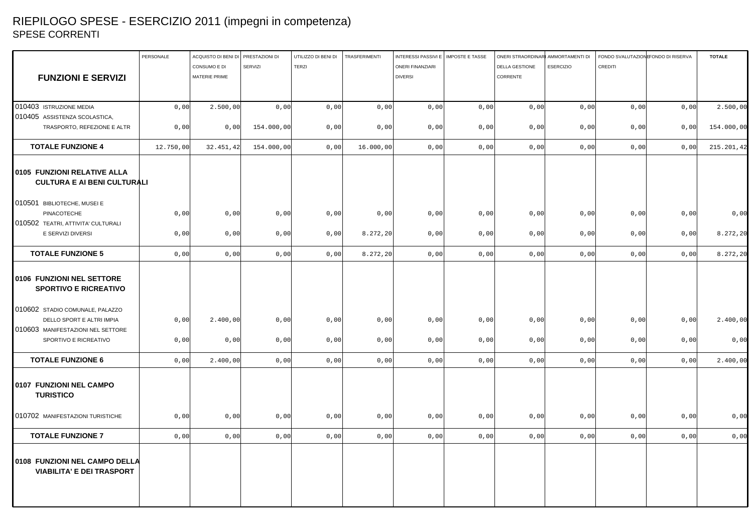# RIEPILOGO SPESE - ESERCIZIO 2011 (impegni in competenza)

## SPESE CORRENTI

| FUNZIONI E SERVIZI | PERSONALE | ACQUISTO DI BENI DI CONSUMO E DI MATERIE PRIME | PRESTAZIONI DI SERVIZI | UTILIZZO DI BENI DI TERZI | TRASFERIMENTI | INTERESSI PASSIVI E ONERI FINANZIARI DIVERSI | IMPOSTE E TASSE | ONERI STRAORDINARI DELLA GESTIONE CORRENTE | AMMORTAMENTI DI ESERCIZIO | FONDO SVALUTAZIONE CREDITI | FONDO DI RISERVA | TOTALE |
|---|---|---|---|---|---|---|---|---|---|---|---|---|
| 010403 ISTRUZIONE MEDIA | 0,00 | 2.500,00 | 0,00 | 0,00 | 0,00 | 0,00 | 0,00 | 0,00 | 0,00 | 0,00 | 0,00 | 2.500,00 |
| 010405 ASSISTENZA SCOLASTICA, TRASPORTO, REFEZIONE E ALTR | 0,00 | 0,00 | 154.000,00 | 0,00 | 0,00 | 0,00 | 0,00 | 0,00 | 0,00 | 0,00 | 0,00 | 154.000,00 |
| **TOTALE FUNZIONE 4** | 12.750,00 | 32.451,42 | 154.000,00 | 0,00 | 16.000,00 | 0,00 | 0,00 | 0,00 | 0,00 | 0,00 | 0,00 | 215.201,42 |
| **0105 FUNZIONI RELATIVE ALLA CULTURA E AI BENI CULTURALI** | | | | | | | | | | | | |
| 010501 BIBLIOTECHE, MUSEI E PINACOTECHE | 0,00 | 0,00 | 0,00 | 0,00 | 0,00 | 0,00 | 0,00 | 0,00 | 0,00 | 0,00 | 0,00 | 0,00 |
| 010502 TEATRI, ATTIVITA' CULTURALI E SERVIZI DIVERSI | 0,00 | 0,00 | 0,00 | 0,00 | 8.272,20 | 0,00 | 0,00 | 0,00 | 0,00 | 0,00 | 0,00 | 8.272,20 |
| **TOTALE FUNZIONE 5** | 0,00 | 0,00 | 0,00 | 0,00 | 8.272,20 | 0,00 | 0,00 | 0,00 | 0,00 | 0,00 | 0,00 | 8.272,20 |
| **0106 FUNZIONI NEL SETTORE SPORTIVO E RICREATIVO** | | | | | | | | | | | | |
| 010602 STADIO COMUNALE, PALAZZO DELLO SPORT E ALTRI IMPIA | 0,00 | 2.400,00 | 0,00 | 0,00 | 0,00 | 0,00 | 0,00 | 0,00 | 0,00 | 0,00 | 0,00 | 2.400,00 |
| 010603 MANIFESTAZIONI NEL SETTORE SPORTIVO E RICREATIVO | 0,00 | 0,00 | 0,00 | 0,00 | 0,00 | 0,00 | 0,00 | 0,00 | 0,00 | 0,00 | 0,00 | 0,00 |
| **TOTALE FUNZIONE 6** | 0,00 | 2.400,00 | 0,00 | 0,00 | 0,00 | 0,00 | 0,00 | 0,00 | 0,00 | 0,00 | 0,00 | 2.400,00 |
| **0107 FUNZIONI NEL CAMPO TURISTICO** | | | | | | | | | | | | |
| 010702 MANIFESTAZIONI TURISTICHE | 0,00 | 0,00 | 0,00 | 0,00 | 0,00 | 0,00 | 0,00 | 0,00 | 0,00 | 0,00 | 0,00 | 0,00 |
| **TOTALE FUNZIONE 7** | 0,00 | 0,00 | 0,00 | 0,00 | 0,00 | 0,00 | 0,00 | 0,00 | 0,00 | 0,00 | 0,00 | 0,00 |
| **0108 FUNZIONI NEL CAMPO DELLA VIABILITA' E DEI TRASPORT** | | | | | | | | | | | | |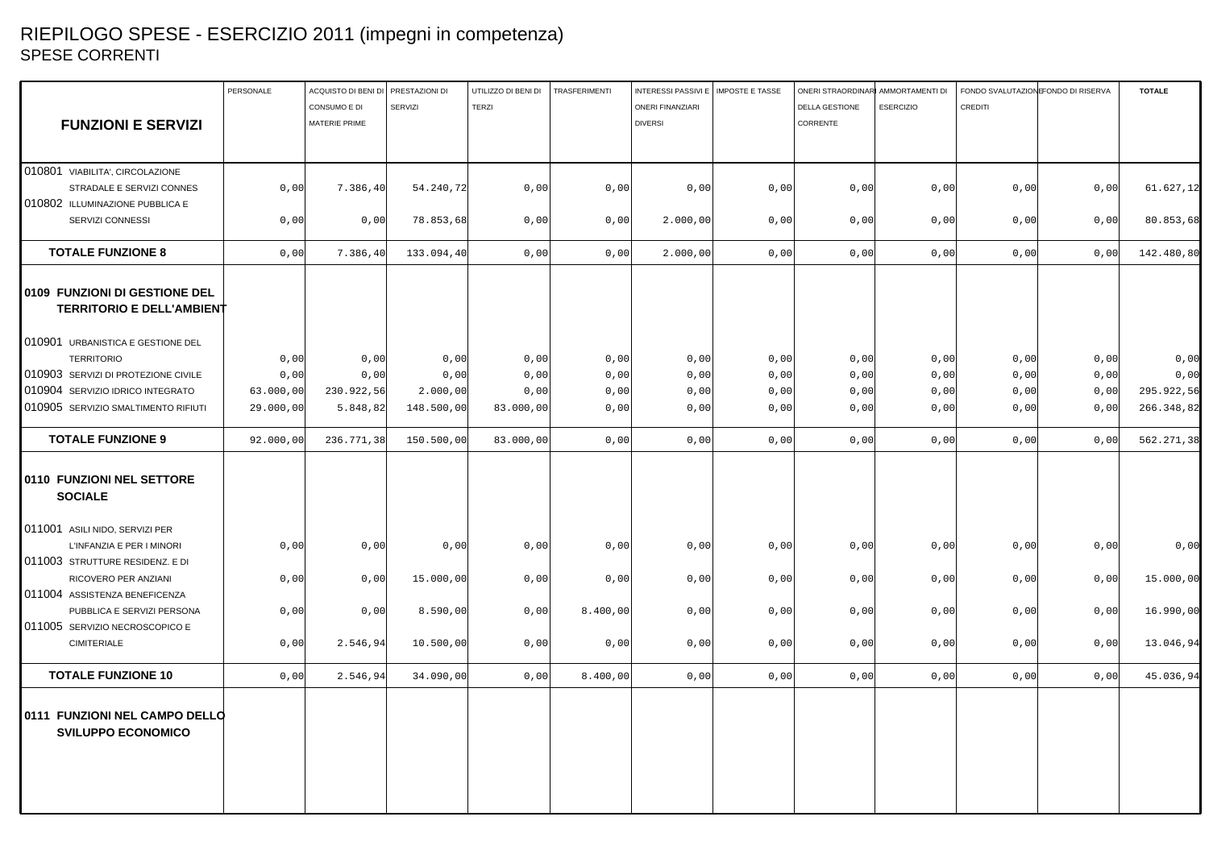# RIEPILOGO SPESE - ESERCIZIO 2011 (impegni in competenza)
## SPESE CORRENTI

| FUNZIONI E SERVIZI | PERSONALE | ACQUISTO DI BENI DI CONSUMO E DI MATERIE PRIME | PRESTAZIONI DI SERVIZI | UTILIZZO DI BENI DI TERZI | TRASFERIMENTI | INTERESSI PASSIVI E ONERI FINANZIARI DIVERSI | IMPOSTE E TASSE | ONERI STRAORDINARI DELLA GESTIONE CORRENTE | AMMORTAMENTI DI ESERCIZIO | FONDO SVALUTAZIONE CREDITI | FONDO DI RISERVA | TOTALE |
|---|---|---|---|---|---|---|---|---|---|---|---|---|
| 010801 VIABILITA', CIRCOLAZIONE STRADALE E SERVIZI CONNES | 0,00 | 7.386,40 | 54.240,72 | 0,00 | 0,00 | 0,00 | 0,00 | 0,00 | 0,00 | 0,00 | 0,00 | 61.627,12 |
| 010802 ILLUMINAZIONE PUBBLICA E SERVIZI CONNESSI | 0,00 | 0,00 | 78.853,68 | 0,00 | 0,00 | 2.000,00 | 0,00 | 0,00 | 0,00 | 0,00 | 0,00 | 80.853,68 |
| **TOTALE FUNZIONE 8** | 0,00 | 7.386,40 | 133.094,40 | 0,00 | 0,00 | 2.000,00 | 0,00 | 0,00 | 0,00 | 0,00 | 0,00 | 142.480,80 |
| **0109 FUNZIONI DI GESTIONE DEL TERRITORIO E DELL'AMBIENT** | | | | | | | | | | | | |
| 010901 URBANISTICA E GESTIONE DEL TERRITORIO | 0,00 | 0,00 | 0,00 | 0,00 | 0,00 | 0,00 | 0,00 | 0,00 | 0,00 | 0,00 | 0,00 | 0,00 |
| 010903 SERVIZI DI PROTEZIONE CIVILE | 0,00 | 0,00 | 0,00 | 0,00 | 0,00 | 0,00 | 0,00 | 0,00 | 0,00 | 0,00 | 0,00 | 0,00 |
| 010904 SERVIZIO IDRICO INTEGRATO | 63.000,00 | 230.922,56 | 2.000,00 | 0,00 | 0,00 | 0,00 | 0,00 | 0,00 | 0,00 | 0,00 | 0,00 | 295.922,56 |
| 010905 SERVIZIO SMALTIMENTO RIFIUTI | 29.000,00 | 5.848,82 | 148.500,00 | 83.000,00 | 0,00 | 0,00 | 0,00 | 0,00 | 0,00 | 0,00 | 0,00 | 266.348,82 |
| **TOTALE FUNZIONE 9** | 92.000,00 | 236.771,38 | 150.500,00 | 83.000,00 | 0,00 | 0,00 | 0,00 | 0,00 | 0,00 | 0,00 | 0,00 | 562.271,38 |
| **0110 FUNZIONI NEL SETTORE SOCIALE** | | | | | | | | | | | | |
| 011001 ASILI NIDO, SERVIZI PER L'INFANZIA E PER I MINORI | 0,00 | 0,00 | 0,00 | 0,00 | 0,00 | 0,00 | 0,00 | 0,00 | 0,00 | 0,00 | 0,00 | 0,00 |
| 011003 STRUTTURE RESIDENZ. E DI RICOVERO PER ANZIANI | 0,00 | 0,00 | 15.000,00 | 0,00 | 0,00 | 0,00 | 0,00 | 0,00 | 0,00 | 0,00 | 0,00 | 15.000,00 |
| 011004 ASSISTENZA BENEFICENZA PUBBLICA E SERVIZI PERSONA | 0,00 | 0,00 | 8.590,00 | 0,00 | 8.400,00 | 0,00 | 0,00 | 0,00 | 0,00 | 0,00 | 0,00 | 16.990,00 |
| 011005 SERVIZIO NECROSCOPICO E CIMITERIALE | 0,00 | 2.546,94 | 10.500,00 | 0,00 | 0,00 | 0,00 | 0,00 | 0,00 | 0,00 | 0,00 | 0,00 | 13.046,94 |
| **TOTALE FUNZIONE 10** | 0,00 | 2.546,94 | 34.090,00 | 0,00 | 8.400,00 | 0,00 | 0,00 | 0,00 | 0,00 | 0,00 | 0,00 | 45.036,94 |
| **0111 FUNZIONI NEL CAMPO DELLO SVILUPPO ECONOMICO** | | | | | | | | | | | | |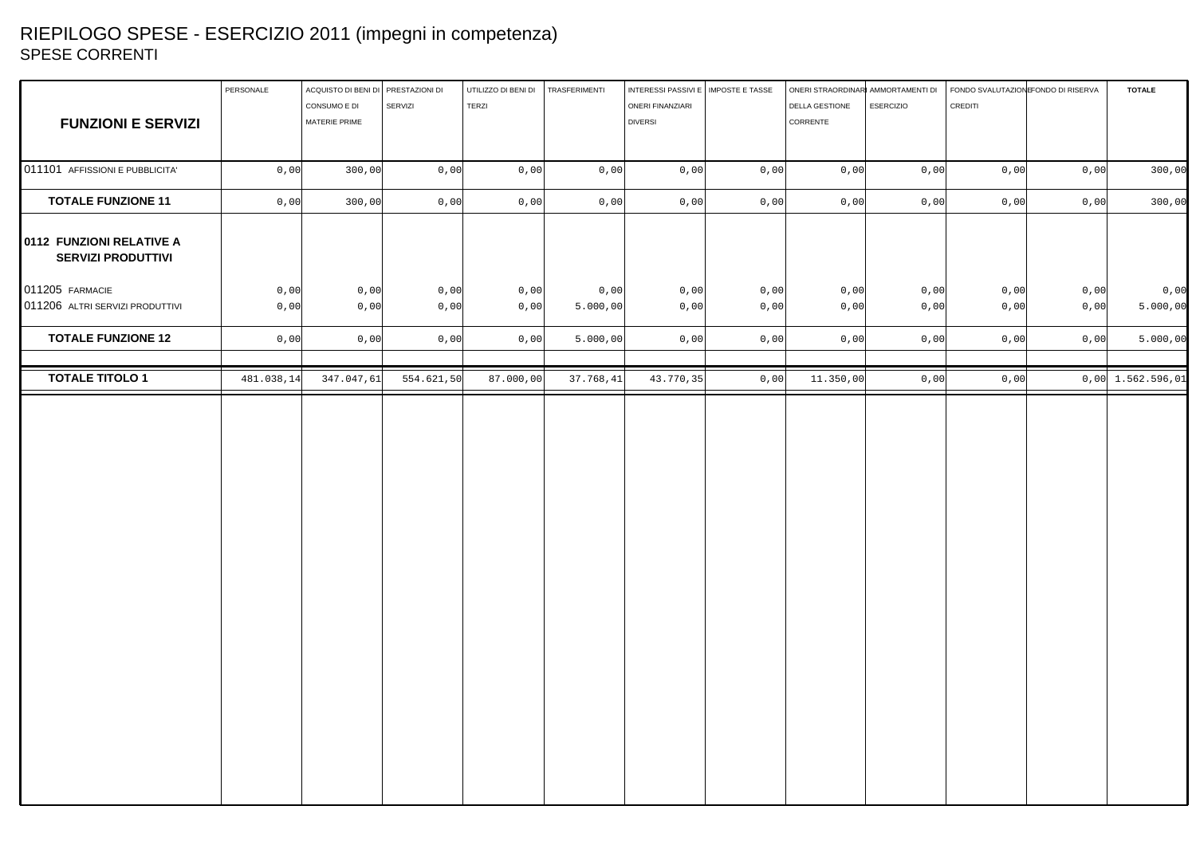# RIEPILOGO SPESE - ESERCIZIO 2011 (impegni in competenza)

## SPESE CORRENTI

| FUNZIONI E SERVIZI | PERSONALE | ACQUISTO DI BENI DI CONSUMO E DI MATERIE PRIME | PRESTAZIONI DI SERVIZI | UTILIZZO DI BENI DI TERZI | TRASFERIMENTI | INTERESSI PASSIVI E ONERI FINANZIARI DIVERSI | IMPOSTE E TASSE | ONERI STRAORDINARI DELLA GESTIONE CORRENTE | AMMORTAMENTI DI ESERCIZIO | FONDO SVALUTAZIONE CREDITI | FONDO DI RISERVA | TOTALE |
|---|---|---|---|---|---|---|---|---|---|---|---|---|
| 011101 AFFISSIONI E PUBBLICITA' | 0,00 | 300,00 | 0,00 | 0,00 | 0,00 | 0,00 | 0,00 | 0,00 | 0,00 | 0,00 | 0,00 | 300,00 |
| **TOTALE FUNZIONE 11** | 0,00 | 300,00 | 0,00 | 0,00 | 0,00 | 0,00 | 0,00 | 0,00 | 0,00 | 0,00 | 0,00 | 300,00 |
| **0112 FUNZIONI RELATIVE A SERVIZI PRODUTTIVI** | | | | | | | | | | | | |
| 011205 FARMACIE | 0,00 | 0,00 | 0,00 | 0,00 | 0,00 | 0,00 | 0,00 | 0,00 | 0,00 | 0,00 | 0,00 | 0,00 |
| 011206 ALTRI SERVIZI PRODUTTIVI | 0,00 | 0,00 | 0,00 | 0,00 | 5.000,00 | 0,00 | 0,00 | 0,00 | 0,00 | 0,00 | 0,00 | 5.000,00 |
| **TOTALE FUNZIONE 12** | 0,00 | 0,00 | 0,00 | 0,00 | 5.000,00 | 0,00 | 0,00 | 0,00 | 0,00 | 0,00 | 0,00 | 5.000,00 |
| **TOTALE TITOLO 1** | 481.038,14 | 347.047,61 | 554.621,50 | 87.000,00 | 37.768,41 | 43.770,35 | 0,00 | 11.350,00 | 0,00 | 0,00 | 0,00 | 1.562.596,01 |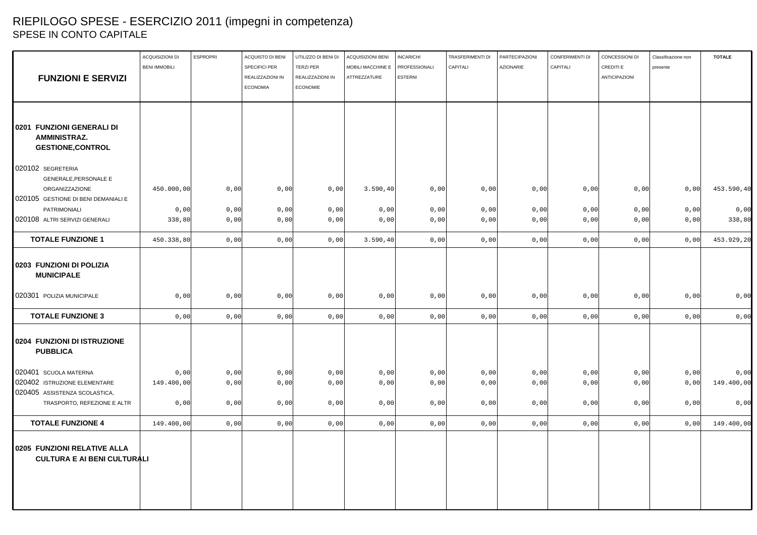# RIEPILOGO SPESE - ESERCIZIO 2011 (impegni in competenza)

## SPESE IN CONTO CAPITALE

| FUNZIONI E SERVIZI | ACQUISIZIONI DI BENI IMMOBILI | ESPROPRI | ACQUISTO DI BENI SPECIFICI PER REALIZZAZIONI IN ECONOMIA | UTILIZZO DI BENI DI TERZI PER REALIZZAZIONI IN ECONOMIE | ACQUISIZIONI BENI MOBILI MACCHINE E ATTREZZATURE | INCARICHI PROFESSIONALI ESTERNI | TRASFERIMENTI DI CAPITALI | PARTECIPAZIONI AZIONARIE | CONFERIMENTI DI CAPITALI | CONCESSIONI DI CREDITI E ANTICIPAZIONI | Classificazione non presente | TOTALE |
|---|---|---|---|---|---|---|---|---|---|---|---|---|
| **0201 FUNZIONI GENERALI DI AMMINISTRAZ. GESTIONE,CONTROL** | | | | | | | | | | | | |
| 020102 SEGRETERIA GENERALE,PERSONALE E ORGANIZZAZIONE | 450.000,00 | 0,00 | 0,00 | 0,00 | 3.590,40 | 0,00 | 0,00 | 0,00 | 0,00 | 0,00 | 0,00 | 453.590,40 |
| 020105 GESTIONE DI BENI DEMANIALI E PATRIMONIALI | 0,00 | 0,00 | 0,00 | 0,00 | 0,00 | 0,00 | 0,00 | 0,00 | 0,00 | 0,00 | 0,00 | 0,00 |
| 020108 ALTRI SERVIZI GENERALI | 338,80 | 0,00 | 0,00 | 0,00 | 0,00 | 0,00 | 0,00 | 0,00 | 0,00 | 0,00 | 0,00 | 338,80 |
| **TOTALE FUNZIONE 1** | 450.338,80 | 0,00 | 0,00 | 0,00 | 3.590,40 | 0,00 | 0,00 | 0,00 | 0,00 | 0,00 | 0,00 | 453.929,20 |
| **0203 FUNZIONI DI POLIZIA MUNICIPALE** | | | | | | | | | | | | |
| 020301 POLIZIA MUNICIPALE | 0,00 | 0,00 | 0,00 | 0,00 | 0,00 | 0,00 | 0,00 | 0,00 | 0,00 | 0,00 | 0,00 | 0,00 |
| **TOTALE FUNZIONE 3** | 0,00 | 0,00 | 0,00 | 0,00 | 0,00 | 0,00 | 0,00 | 0,00 | 0,00 | 0,00 | 0,00 | 0,00 |
| **0204 FUNZIONI DI ISTRUZIONE PUBBLICA** | | | | | | | | | | | | |
| 020401 SCUOLA MATERNA | 0,00 | 0,00 | 0,00 | 0,00 | 0,00 | 0,00 | 0,00 | 0,00 | 0,00 | 0,00 | 0,00 | 0,00 |
| 020402 ISTRUZIONE ELEMENTARE | 149.400,00 | 0,00 | 0,00 | 0,00 | 0,00 | 0,00 | 0,00 | 0,00 | 0,00 | 0,00 | 0,00 | 149.400,00 |
| 020405 ASSISTENZA SCOLASTICA, TRASPORTO, REFEZIONE E ALTR | 0,00 | 0,00 | 0,00 | 0,00 | 0,00 | 0,00 | 0,00 | 0,00 | 0,00 | 0,00 | 0,00 | 0,00 |
| **TOTALE FUNZIONE 4** | 149.400,00 | 0,00 | 0,00 | 0,00 | 0,00 | 0,00 | 0,00 | 0,00 | 0,00 | 0,00 | 0,00 | 149.400,00 |
| **0205 FUNZIONI RELATIVE ALLA CULTURA E AI BENI CULTURALI** | | | | | | | | | | | | |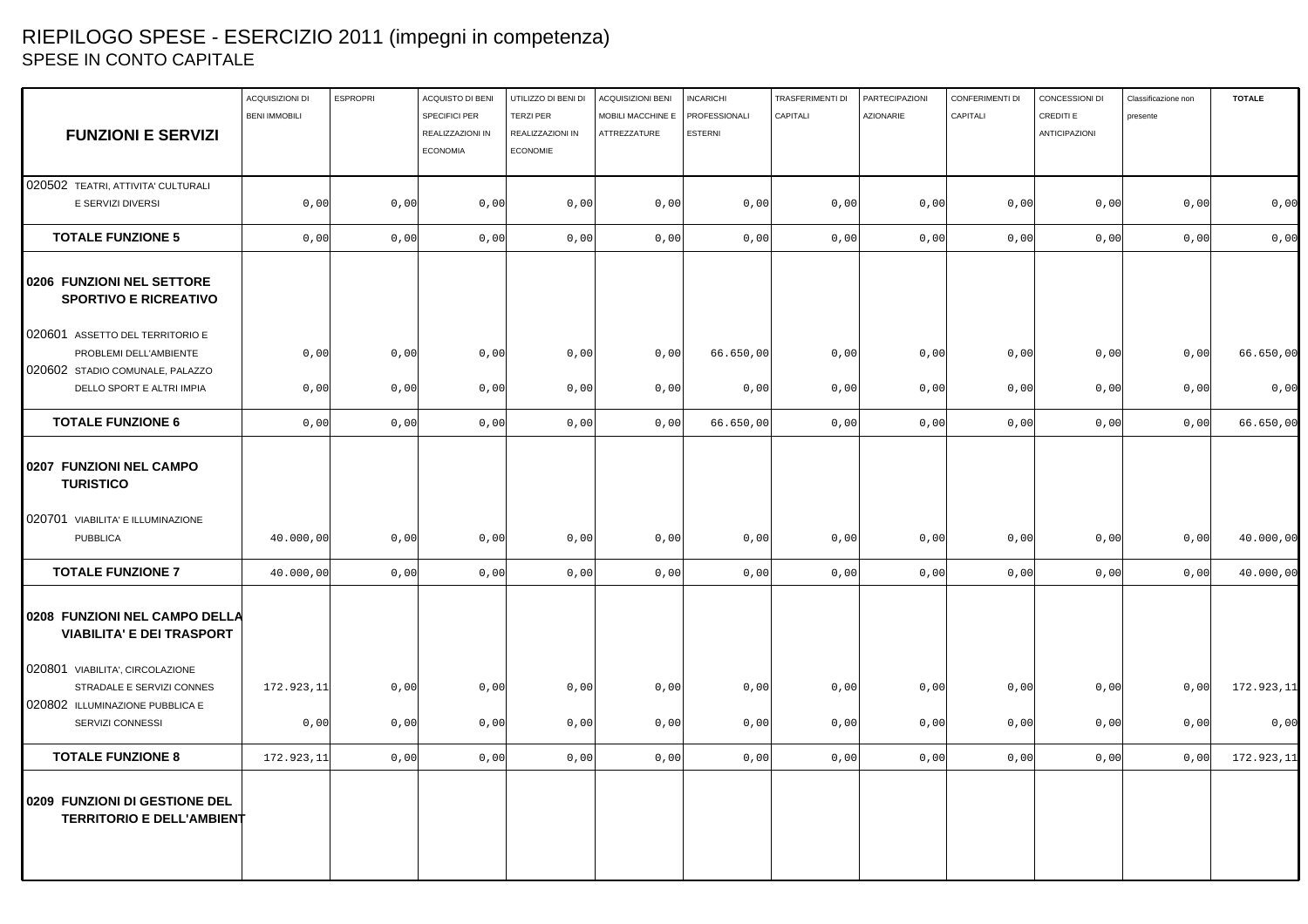# RIEPILOGO SPESE - ESERCIZIO 2011 (impegni in competenza)

## SPESE IN CONTO CAPITALE

| FUNZIONI E SERVIZI | ACQUISIZIONI DI BENI IMMOBILI | ESPROPRI | ACQUISTO DI BENI SPECIFICI PER REALIZZAZIONI IN ECONOMIA | UTILIZZO DI BENI DI TERZI PER REALIZZAZIONI IN ECONOMIE | ACQUISIZIONI BENI MOBILI MACCHINE E ATTREZZATURE | INCARICHI PROFESSIONALI ESTERNI | TRASFERIMENTI DI CAPITALI | PARTECIPAZIONI AZIONARIE | CONFERIMENTI DI CAPITALI | CONCESSIONI DI CREDITI E ANTICIPAZIONI | Classificazione non presente | TOTALE |
|---|---|---|---|---|---|---|---|---|---|---|---|---|
| 020502 TEATRI, ATTIVITA' CULTURALI E SERVIZI DIVERSI | 0,00 | 0,00 | 0,00 | 0,00 | 0,00 | 0,00 | 0,00 | 0,00 | 0,00 | 0,00 | 0,00 | 0,00 |
| **TOTALE FUNZIONE 5** | 0,00 | 0,00 | 0,00 | 0,00 | 0,00 | 0,00 | 0,00 | 0,00 | 0,00 | 0,00 | 0,00 | 0,00 |
| **0206 FUNZIONI NEL SETTORE SPORTIVO E RICREATIVO** | | | | | | | | | | | | |
| 020601 ASSETTO DEL TERRITORIO E PROBLEMI DELL'AMBIENTE | 0,00 | 0,00 | 0,00 | 0,00 | 0,00 | 66.650,00 | 0,00 | 0,00 | 0,00 | 0,00 | 0,00 | 66.650,00 |
| 020602 STADIO COMUNALE, PALAZZO DELLO SPORT E ALTRI IMPIA | 0,00 | 0,00 | 0,00 | 0,00 | 0,00 | 0,00 | 0,00 | 0,00 | 0,00 | 0,00 | 0,00 | 0,00 |
| **TOTALE FUNZIONE 6** | 0,00 | 0,00 | 0,00 | 0,00 | 0,00 | 66.650,00 | 0,00 | 0,00 | 0,00 | 0,00 | 0,00 | 66.650,00 |
| **0207 FUNZIONI NEL CAMPO TURISTICO** | | | | | | | | | | | | |
| 020701 VIABILITA' E ILLUMINAZIONE PUBBLICA | 40.000,00 | 0,00 | 0,00 | 0,00 | 0,00 | 0,00 | 0,00 | 0,00 | 0,00 | 0,00 | 0,00 | 40.000,00 |
| **TOTALE FUNZIONE 7** | 40.000,00 | 0,00 | 0,00 | 0,00 | 0,00 | 0,00 | 0,00 | 0,00 | 0,00 | 0,00 | 0,00 | 40.000,00 |
| **0208 FUNZIONI NEL CAMPO DELLA VIABILITA' E DEI TRASPORT** | | | | | | | | | | | | |
| 020801 VIABILITA', CIRCOLAZIONE STRADALE E SERVIZI CONNES | 172.923,11 | 0,00 | 0,00 | 0,00 | 0,00 | 0,00 | 0,00 | 0,00 | 0,00 | 0,00 | 0,00 | 172.923,11 |
| 020802 ILLUMINAZIONE PUBBLICA E SERVIZI CONNESSI | 0,00 | 0,00 | 0,00 | 0,00 | 0,00 | 0,00 | 0,00 | 0,00 | 0,00 | 0,00 | 0,00 | 0,00 |
| **TOTALE FUNZIONE 8** | 172.923,11 | 0,00 | 0,00 | 0,00 | 0,00 | 0,00 | 0,00 | 0,00 | 0,00 | 0,00 | 0,00 | 172.923,11 |
| **0209 FUNZIONI DI GESTIONE DEL TERRITORIO E DELL'AMBIENT** | | | | | | | | | | | | |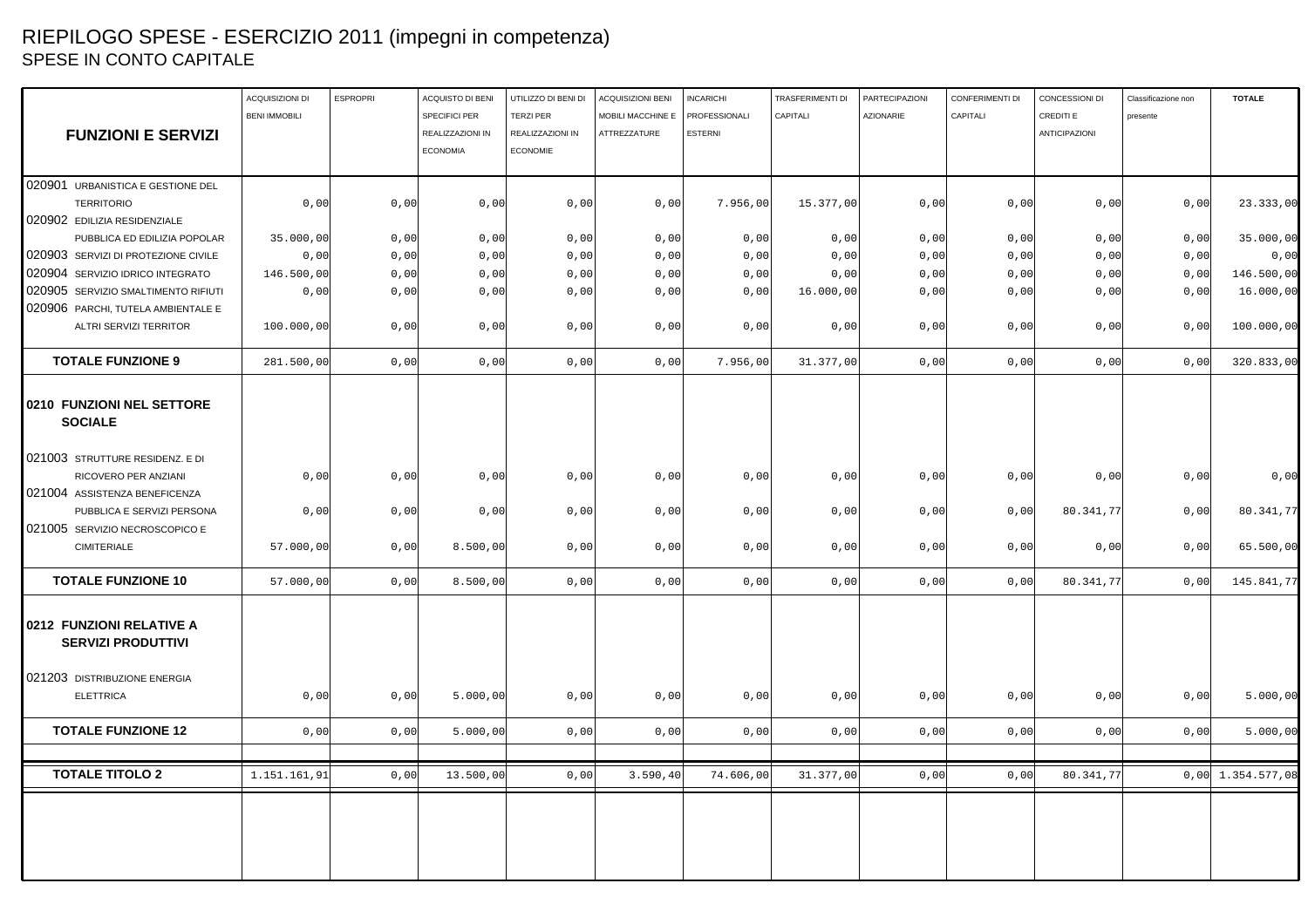# RIEPILOGO SPESE - ESERCIZIO 2011 (impegni in competenza)
## SPESE IN CONTO CAPITALE

| FUNZIONI E SERVIZI | ACQUISIZIONI DI BENI IMMOBILI | ESPROPRI | ACQUISTO DI BENI SPECIFICI PER REALIZZAZIONI IN ECONOMIA | UTILIZZO DI BENI DI TERZI PER REALIZZAZIONI IN ECONOMIE | ACQUISIZIONI BENI MOBILI MACCHINE E ATTREZZATURE | INCARICHI PROFESSIONALI ESTERNI | TRASFERIMENTI DI CAPITALI | PARTECIPAZIONI AZIONARIE | CONFERIMENTI DI CAPITALI | CONCESSIONI DI CREDITI E ANTICIPAZIONI | Classificazione non presente | TOTALE |
|---|---|---|---|---|---|---|---|---|---|---|---|---|
| 020901 URBANISTICA E GESTIONE DEL TERRITORIO | 0,00 | 0,00 | 0,00 | 0,00 | 0,00 | 7.956,00 | 15.377,00 | 0,00 | 0,00 | 0,00 | 0,00 | 23.333,00 |
| 020902 EDILIZIA RESIDENZIALE PUBBLICA ED EDILIZIA POPOLAR | 35.000,00 | 0,00 | 0,00 | 0,00 | 0,00 | 0,00 | 0,00 | 0,00 | 0,00 | 0,00 | 0,00 | 35.000,00 |
| 020903 SERVIZI DI PROTEZIONE CIVILE | 0,00 | 0,00 | 0,00 | 0,00 | 0,00 | 0,00 | 0,00 | 0,00 | 0,00 | 0,00 | 0,00 | 0,00 |
| 020904 SERVIZIO IDRICO INTEGRATO | 146.500,00 | 0,00 | 0,00 | 0,00 | 0,00 | 0,00 | 0,00 | 0,00 | 0,00 | 0,00 | 0,00 | 146.500,00 |
| 020905 SERVIZIO SMALTIMENTO RIFIUTI | 0,00 | 0,00 | 0,00 | 0,00 | 0,00 | 0,00 | 16.000,00 | 0,00 | 0,00 | 0,00 | 0,00 | 16.000,00 |
| 020906 PARCHI, TUTELA AMBIENTALE E ALTRI SERVIZI TERRITOR | 100.000,00 | 0,00 | 0,00 | 0,00 | 0,00 | 0,00 | 0,00 | 0,00 | 0,00 | 0,00 | 0,00 | 100.000,00 |
| **TOTALE FUNZIONE 9** | 281.500,00 | 0,00 | 0,00 | 0,00 | 0,00 | 7.956,00 | 31.377,00 | 0,00 | 0,00 | 0,00 | 0,00 | 320.833,00 |
| **0210 FUNZIONI NEL SETTORE SOCIALE** | | | | | | | | | | | | |
| 021003 STRUTTURE RESIDENZ. E DI RICOVERO PER ANZIANI | 0,00 | 0,00 | 0,00 | 0,00 | 0,00 | 0,00 | 0,00 | 0,00 | 0,00 | 0,00 | 0,00 | 0,00 |
| 021004 ASSISTENZA BENEFICENZA PUBBLICA E SERVIZI PERSONA | 0,00 | 0,00 | 0,00 | 0,00 | 0,00 | 0,00 | 0,00 | 0,00 | 0,00 | 80.341,77 | 0,00 | 80.341,77 |
| 021005 SERVIZIO NECROSCOPICO E CIMITERIALE | 57.000,00 | 0,00 | 8.500,00 | 0,00 | 0,00 | 0,00 | 0,00 | 0,00 | 0,00 | 0,00 | 0,00 | 65.500,00 |
| **TOTALE FUNZIONE 10** | 57.000,00 | 0,00 | 8.500,00 | 0,00 | 0,00 | 0,00 | 0,00 | 0,00 | 0,00 | 80.341,77 | 0,00 | 145.841,77 |
| **0212 FUNZIONI RELATIVE A SERVIZI PRODUTTIVI** | | | | | | | | | | | | |
| 021203 DISTRIBUZIONE ENERGIA ELETTRICA | 0,00 | 0,00 | 5.000,00 | 0,00 | 0,00 | 0,00 | 0,00 | 0,00 | 0,00 | 0,00 | 0,00 | 5.000,00 |
| **TOTALE FUNZIONE 12** | 0,00 | 0,00 | 5.000,00 | 0,00 | 0,00 | 0,00 | 0,00 | 0,00 | 0,00 | 0,00 | 0,00 | 5.000,00 |
| **TOTALE TITOLO 2** | 1.151.161,91 | 0,00 | 13.500,00 | 0,00 | 3.590,40 | 74.606,00 | 31.377,00 | 0,00 | 0,00 | 80.341,77 | 0,00 | 1.354.577,08 |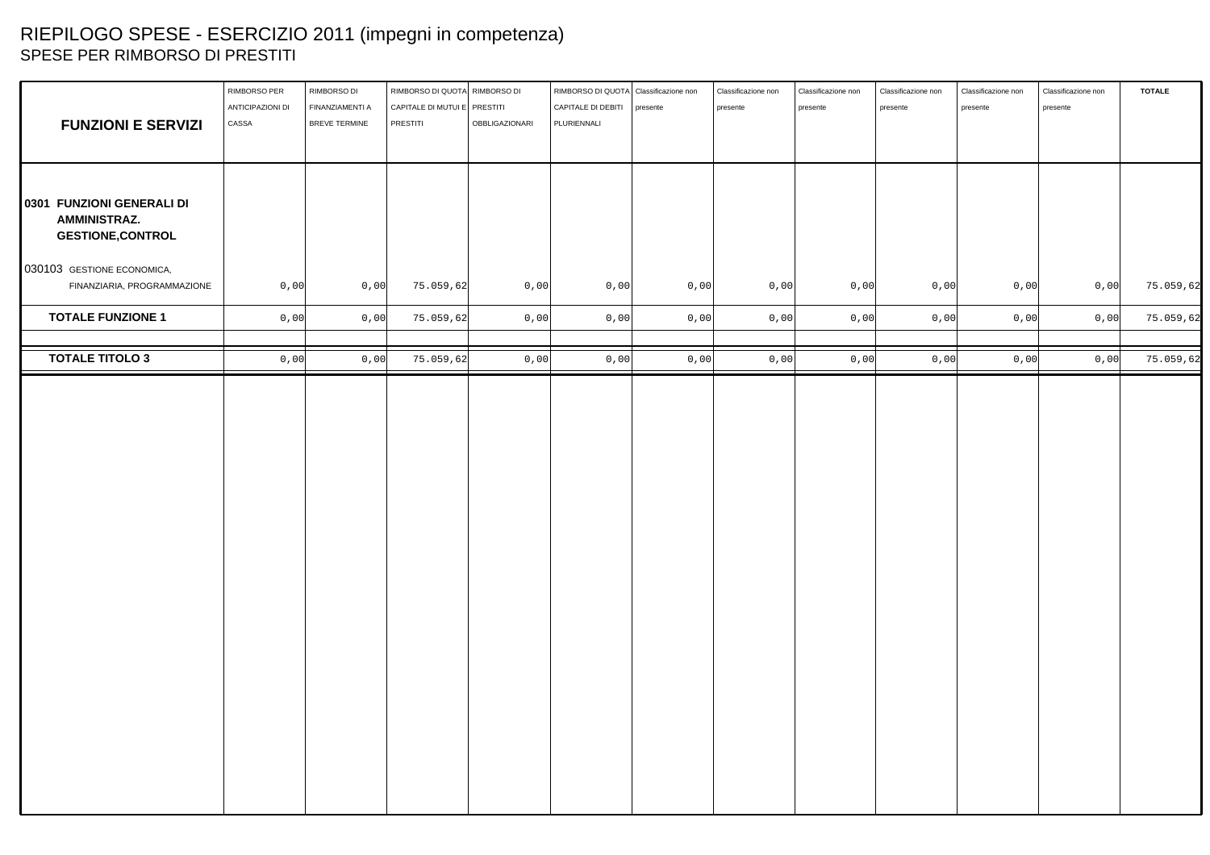# RIEPILOGO SPESE - ESERCIZIO 2011 (impegni in competenza)

## SPESE PER RIMBORSO DI PRESTITI

| FUNZIONI E SERVIZI | RIMBORSO PER ANTICIPAZIONI DI CASSA | RIMBORSO DI FINANZIAMENTI A BREVE TERMINE | RIMBORSO DI QUOTA CAPITALE DI MUTUI E PRESTITI | RIMBORSO DI PRESTITI OBBLIGAZIONARI | RIMBORSO DI QUOTA CAPITALE DI DEBITI PLURIENNALI | Classificazione non presente | Classificazione non presente | Classificazione non presente | Classificazione non presente | Classificazione non presente | Classificazione non presente | TOTALE |
|---|---|---|---|---|---|---|---|---|---|---|---|---|
| **0301 FUNZIONI GENERALI DI AMMINISTRAZ. GESTIONE,CONTROL** | | | | | | | | | | | | |
| 030103 GESTIONE ECONOMICA, FINANZIARIA, PROGRAMMAZIONE | 0,00 | 0,00 | 75.059,62 | 0,00 | 0,00 | 0,00 | 0,00 | 0,00 | 0,00 | 0,00 | 0,00 | 75.059,62 |
| **TOTALE FUNZIONE 1** | 0,00 | 0,00 | 75.059,62 | 0,00 | 0,00 | 0,00 | 0,00 | 0,00 | 0,00 | 0,00 | 0,00 | 75.059,62 |
| **TOTALE TITOLO 3** | 0,00 | 0,00 | 75.059,62 | 0,00 | 0,00 | 0,00 | 0,00 | 0,00 | 0,00 | 0,00 | 0,00 | 75.059,62 |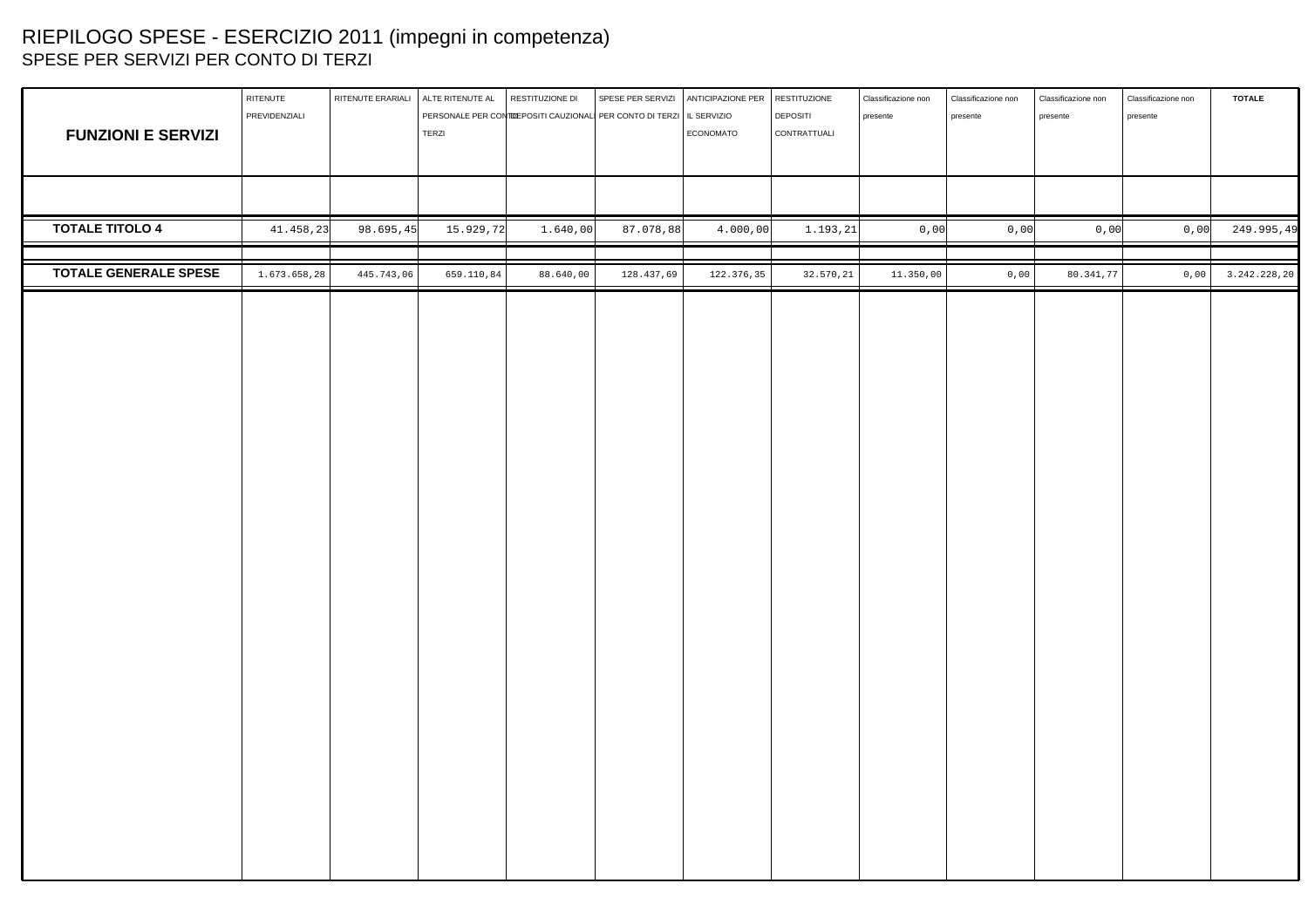# RIEPILOGO SPESE - ESERCIZIO 2011 (impegni in competenza)
## SPESE PER SERVIZI PER CONTO DI TERZI

| FUNZIONI E SERVIZI | RITENUTE PREVIDENZIALI | RITENUTE ERARIALI | ALTE RITENUTE AL PERSONALE PER CONTO TERZI | RESTITUZIONE DI DEPOSITI CAUZIONALI | SPESE PER SERVIZI PER CONTO DI TERZI | ANTICIPAZIONE PER IL SERVIZIO ECONOMATO | RESTITUZIONE DEPOSITI CONTRATTUALI | Classificazione non presente | Classificazione non presente | Classificazione non presente | Classificazione non presente | TOTALE |
|---|---|---|---|---|---|---|---|---|---|---|---|---|
| | | | | | | | | | | | | |
| **TOTALE TITOLO 4** | 41.458,23 | 98.695,45 | 15.929,72 | 1.640,00 | 87.078,88 | 4.000,00 | 1.193,21 | 0,00 | 0,00 | 0,00 | 0,00 | 249.995,49 |
| **TOTALE GENERALE SPESE** | 1.673.658,28 | 445.743,06 | 659.110,84 | 88.640,00 | 128.437,69 | 122.376,35 | 32.570,21 | 11.350,00 | 0,00 | 80.341,77 | 0,00 | 3.242.228,20 |